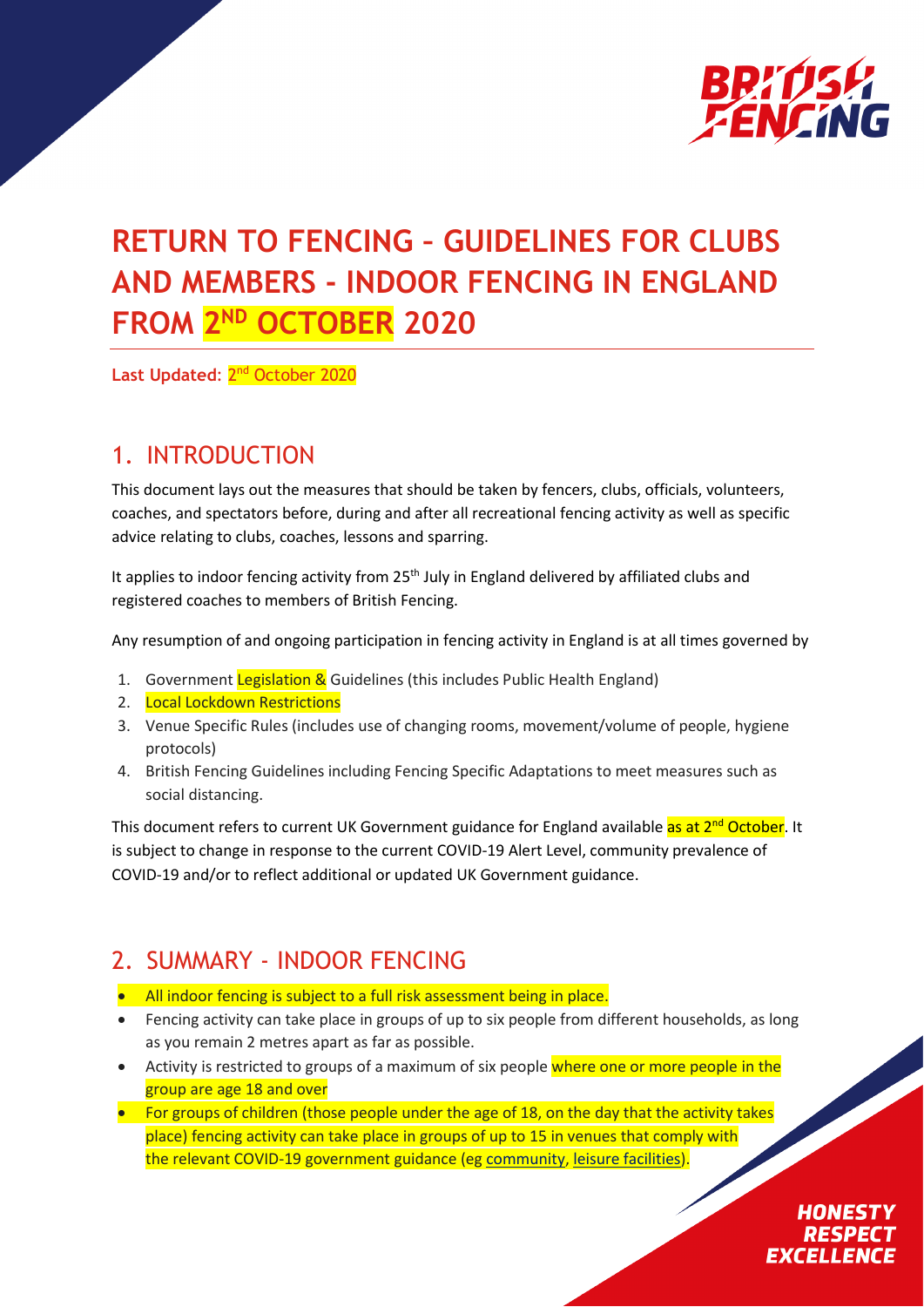# RETURN TO FENCING – GUIDELINES FOR CLUBS AND MEMBERS - INDOOR FENCING IN ENGLAND FROM 2ND OCTOBER 2020

**Last Updated: 2nd October 2020**

## 1. INTRODUCTION

This document lays out the measures that should be taken by fencers, clubs, officials, volunteers, coaches, and spectators before, during and after all recreational fencing activity as well as specific advice relating to clubs, coaches, lessons and sparring.

It applies to indoor fencing activity from 25th July in England delivered by affiliated clubs and registered coaches to members of British Fencing.

Any resumption of and ongoing participation in fencing activity in England is at all times governed by

1. Government Legislation & Guidelines (this includes Public Health England)
2. Local Lockdown Restrictions
3. Venue Specific Rules (includes use of changing rooms, movement/volume of people, hygiene protocols)
4. British Fencing Guidelines including Fencing Specific Adaptations to meet measures such as social distancing.

This document refers to current UK Government guidance for England available as at 2nd October. It is subject to change in response to the current COVID-19 Alert Level, community prevalence of COVID-19 and/or to reflect additional or updated UK Government guidance.

## 2. SUMMARY - INDOOR FENCING

- All indoor fencing is subject to a full risk assessment being in place.
- Fencing activity can take place in groups of up to six people from different households, as long as you remain 2 metres apart as far as possible.
- Activity is restricted to groups of a maximum of six people where one or more people in the group are age 18 and over
- For groups of children (those people under the age of 18, on the day that the activity takes place) fencing activity can take place in groups of up to 15 in venues that comply with the relevant COVID-19 government guidance (eg community, leisure facilities).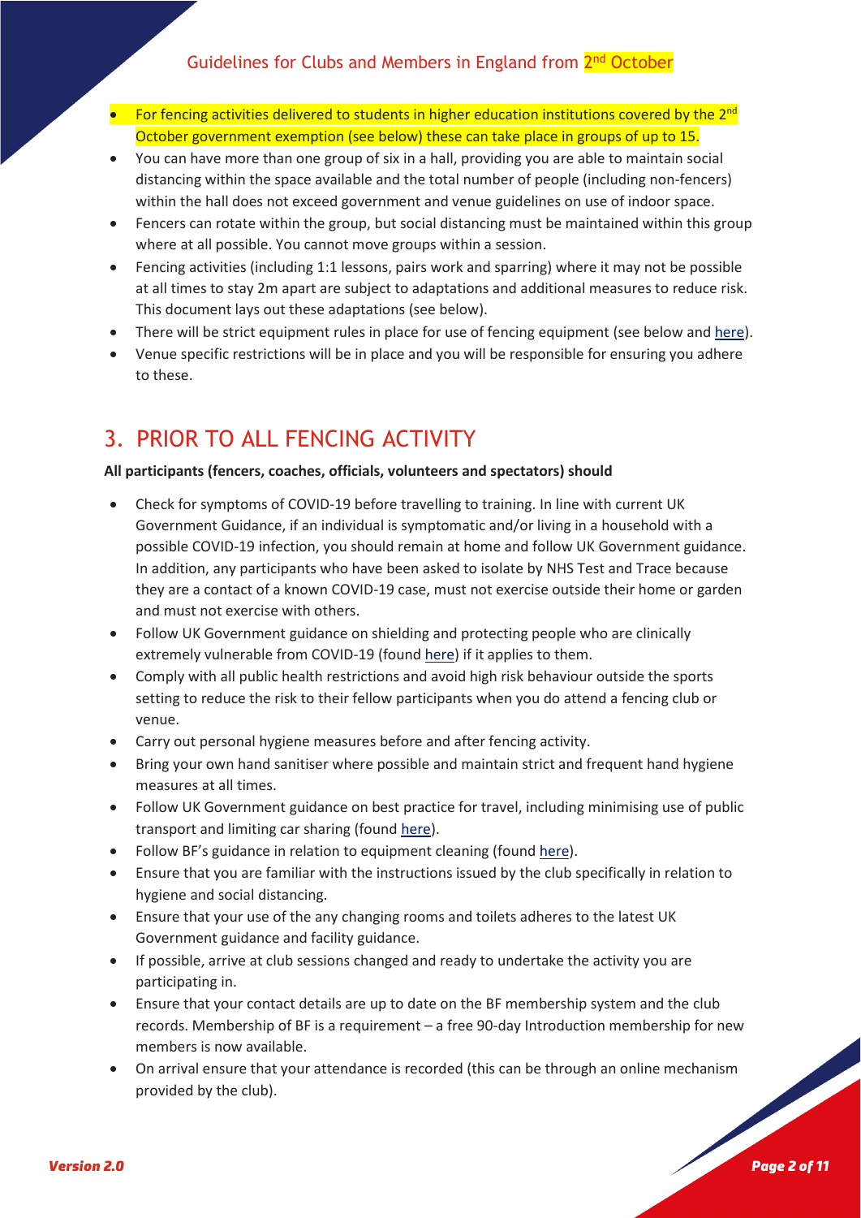- For fencing activities delivered to students in higher education institutions covered by the 2nd October government exemption (see below) these can take place in groups of up to 15.
- You can have more than one group of six in a hall, providing you are able to maintain social distancing within the space available and the total number of people (including non-fencers) within the hall does not exceed government and venue guidelines on use of indoor space.
- Fencers can rotate within the group, but social distancing must be maintained within this group where at all possible. You cannot move groups within a session.
- Fencing activities (including 1:1 lessons, pairs work and sparring) where it may not be possible at all times to stay 2m apart are subject to adaptations and additional measures to reduce risk. This document lays out these adaptations (see below).
- There will be strict equipment rules in place for use of fencing equipment (see below and here).
- Venue specific restrictions will be in place and you will be responsible for ensuring you adhere to these.

## 3. PRIOR TO ALL FENCING ACTIVITY

**All participants (fencers, coaches, officials, volunteers and spectators) should**

- Check for symptoms of COVID-19 before travelling to training. In line with current UK Government Guidance, if an individual is symptomatic and/or living in a household with a possible COVID-19 infection, you should remain at home and follow UK Government guidance. In addition, any participants who have been asked to isolate by NHS Test and Trace because they are a contact of a known COVID-19 case, must not exercise outside their home or garden and must not exercise with others.
- Follow UK Government guidance on shielding and protecting people who are clinically extremely vulnerable from COVID-19 (found here) if it applies to them.
- Comply with all public health restrictions and avoid high risk behaviour outside the sports setting to reduce the risk to their fellow participants when you do attend a fencing club or venue.
- Carry out personal hygiene measures before and after fencing activity.
- Bring your own hand sanitiser where possible and maintain strict and frequent hand hygiene measures at all times.
- Follow UK Government guidance on best practice for travel, including minimising use of public transport and limiting car sharing (found here).
- Follow BF's guidance in relation to equipment cleaning (found here).
- Ensure that you are familiar with the instructions issued by the club specifically in relation to hygiene and social distancing.
- Ensure that your use of the any changing rooms and toilets adheres to the latest UK Government guidance and facility guidance.
- If possible, arrive at club sessions changed and ready to undertake the activity you are participating in.
- Ensure that your contact details are up to date on the BF membership system and the club records. Membership of BF is a requirement – a free 90-day Introduction membership for new members is now available.
- On arrival ensure that your attendance is recorded (this can be through an online mechanism provided by the club).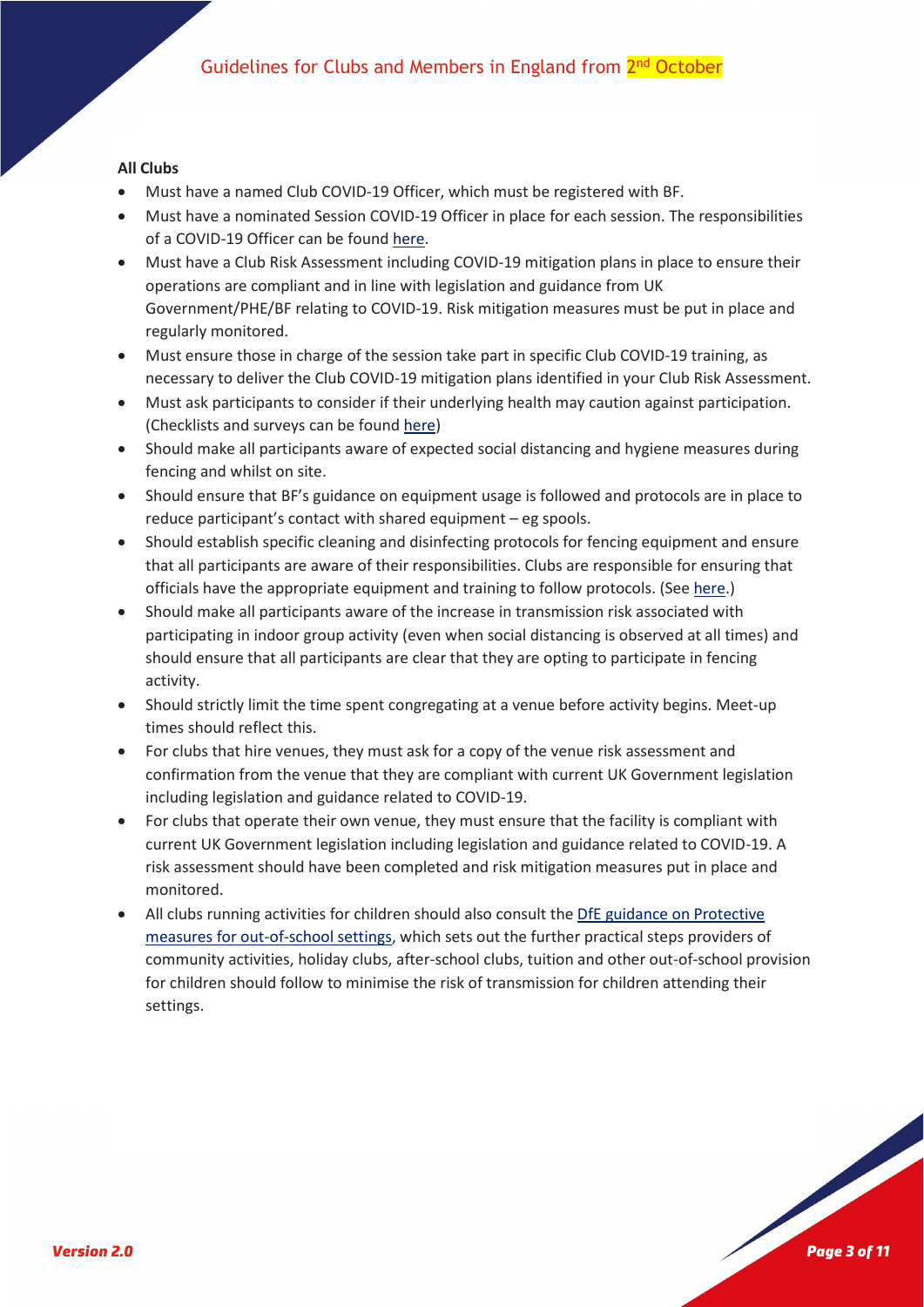**All Clubs**

- Must have a named Club COVID-19 Officer, which must be registered with BF.
- Must have a nominated Session COVID-19 Officer in place for each session. The responsibilities of a COVID-19 Officer can be found here.
- Must have a Club Risk Assessment including COVID-19 mitigation plans in place to ensure their operations are compliant and in line with legislation and guidance from UK Government/PHE/BF relating to COVID-19. Risk mitigation measures must be put in place and regularly monitored.
- Must ensure those in charge of the session take part in specific Club COVID-19 training, as necessary to deliver the Club COVID-19 mitigation plans identified in your Club Risk Assessment.
- Must ask participants to consider if their underlying health may caution against participation. (Checklists and surveys can be found here)
- Should make all participants aware of expected social distancing and hygiene measures during fencing and whilst on site.
- Should ensure that BF's guidance on equipment usage is followed and protocols are in place to reduce participant's contact with shared equipment – eg spools.
- Should establish specific cleaning and disinfecting protocols for fencing equipment and ensure that all participants are aware of their responsibilities. Clubs are responsible for ensuring that officials have the appropriate equipment and training to follow protocols. (See here.)
- Should make all participants aware of the increase in transmission risk associated with participating in indoor group activity (even when social distancing is observed at all times) and should ensure that all participants are clear that they are opting to participate in fencing activity.
- Should strictly limit the time spent congregating at a venue before activity begins. Meet-up times should reflect this.
- For clubs that hire venues, they must ask for a copy of the venue risk assessment and confirmation from the venue that they are compliant with current UK Government legislation including legislation and guidance related to COVID-19.
- For clubs that operate their own venue, they must ensure that the facility is compliant with current UK Government legislation including legislation and guidance related to COVID-19. A risk assessment should have been completed and risk mitigation measures put in place and monitored.
- All clubs running activities for children should also consult the DfE guidance on Protective measures for out-of-school settings, which sets out the further practical steps providers of community activities, holiday clubs, after-school clubs, tuition and other out-of-school provision for children should follow to minimise the risk of transmission for children attending their settings.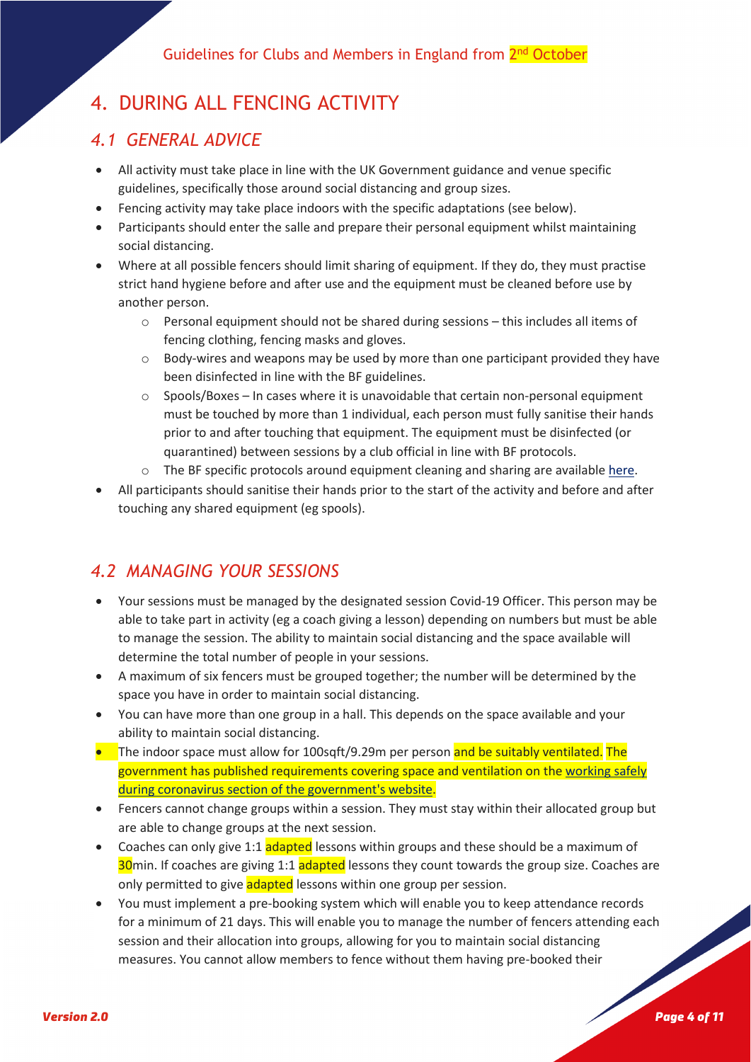# 4. DURING ALL FENCING ACTIVITY

## *4.1 GENERAL ADVICE*

- All activity must take place in line with the UK Government guidance and venue specific guidelines, specifically those around social distancing and group sizes.
- Fencing activity may take place indoors with the specific adaptations (see below).
- Participants should enter the salle and prepare their personal equipment whilst maintaining social distancing.
- Where at all possible fencers should limit sharing of equipment. If they do, they must practise strict hand hygiene before and after use and the equipment must be cleaned before use by another person.
  - Personal equipment should not be shared during sessions – this includes all items of fencing clothing, fencing masks and gloves.
  - Body-wires and weapons may be used by more than one participant provided they have been disinfected in line with the BF guidelines.
  - Spools/Boxes – In cases where it is unavoidable that certain non-personal equipment must be touched by more than 1 individual, each person must fully sanitise their hands prior to and after touching that equipment. The equipment must be disinfected (or quarantined) between sessions by a club official in line with BF protocols.
  - The BF specific protocols around equipment cleaning and sharing are available here.
- All participants should sanitise their hands prior to the start of the activity and before and after touching any shared equipment (eg spools).

## *4.2 MANAGING YOUR SESSIONS*

- Your sessions must be managed by the designated session Covid-19 Officer. This person may be able to take part in activity (eg a coach giving a lesson) depending on numbers but must be able to manage the session. The ability to maintain social distancing and the space available will determine the total number of people in your sessions.
- A maximum of six fencers must be grouped together; the number will be determined by the space you have in order to maintain social distancing.
- You can have more than one group in a hall. This depends on the space available and your ability to maintain social distancing.
- The indoor space must allow for 100sqft/9.29m per person and be suitably ventilated. The government has published requirements covering space and ventilation on the working safely during coronavirus section of the government's website.
- Fencers cannot change groups within a session. They must stay within their allocated group but are able to change groups at the next session.
- Coaches can only give 1:1 adapted lessons within groups and these should be a maximum of 30min. If coaches are giving 1:1 adapted lessons they count towards the group size. Coaches are only permitted to give adapted lessons within one group per session.
- You must implement a pre-booking system which will enable you to keep attendance records for a minimum of 21 days. This will enable you to manage the number of fencers attending each session and their allocation into groups, allowing for you to maintain social distancing measures. You cannot allow members to fence without them having pre-booked their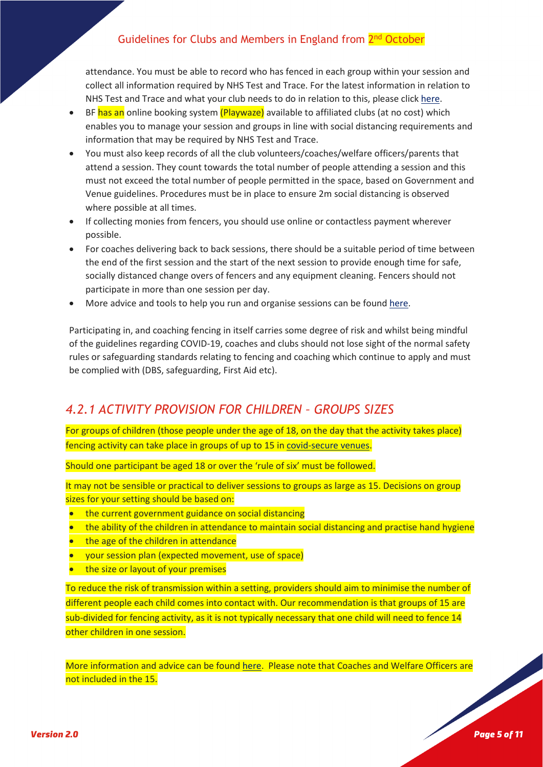attendance. You must be able to record who has fenced in each group within your session and collect all information required by NHS Test and Trace. For the latest information in relation to NHS Test and Trace and what your club needs to do in relation to this, please click here.

- BF has an online booking system (Playwaze) available to affiliated clubs (at no cost) which enables you to manage your session and groups in line with social distancing requirements and information that may be required by NHS Test and Trace.
- You must also keep records of all the club volunteers/coaches/welfare officers/parents that attend a session. They count towards the total number of people attending a session and this must not exceed the total number of people permitted in the space, based on Government and Venue guidelines. Procedures must be in place to ensure 2m social distancing is observed where possible at all times.
- If collecting monies from fencers, you should use online or contactless payment wherever possible.
- For coaches delivering back to back sessions, there should be a suitable period of time between the end of the first session and the start of the next session to provide enough time for safe, socially distanced change overs of fencers and any equipment cleaning. Fencers should not participate in more than one session per day.
- More advice and tools to help you run and organise sessions can be found here.

Participating in, and coaching fencing in itself carries some degree of risk and whilst being mindful of the guidelines regarding COVID-19, coaches and clubs should not lose sight of the normal safety rules or safeguarding standards relating to fencing and coaching which continue to apply and must be complied with (DBS, safeguarding, First Aid etc).

## *4.2.1 ACTIVITY PROVISION FOR CHILDREN – GROUPS SIZES*

For groups of children (those people under the age of 18, on the day that the activity takes place) fencing activity can take place in groups of up to 15 in covid-secure venues.

Should one participant be aged 18 or over the 'rule of six' must be followed.

It may not be sensible or practical to deliver sessions to groups as large as 15. Decisions on group sizes for your setting should be based on:

- the current government guidance on social distancing
- the ability of the children in attendance to maintain social distancing and practise hand hygiene
- the age of the children in attendance
- your session plan (expected movement, use of space)
- the size or layout of your premises

To reduce the risk of transmission within a setting, providers should aim to minimise the number of different people each child comes into contact with. Our recommendation is that groups of 15 are sub-divided for fencing activity, as it is not typically necessary that one child will need to fence 14 other children in one session.

More information and advice can be found here. Please note that Coaches and Welfare Officers are not included in the 15.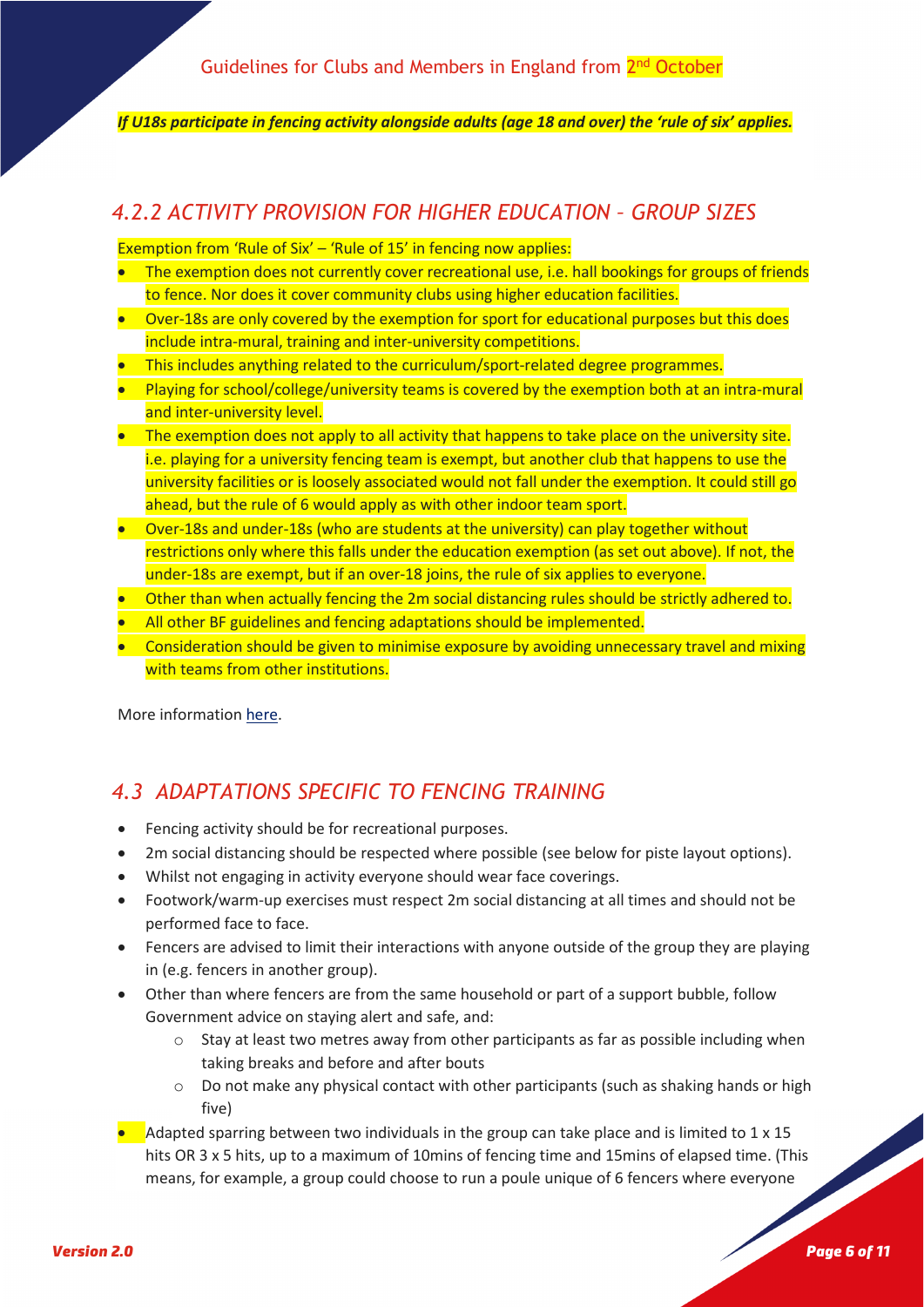***If U18s participate in fencing activity alongside adults (age 18 and over) the 'rule of six' applies.***

## *4.2.2 ACTIVITY PROVISION FOR HIGHER EDUCATION – GROUP SIZES*

Exemption from 'Rule of Six' – 'Rule of 15' in fencing now applies:

- The exemption does not currently cover recreational use, i.e. hall bookings for groups of friends to fence. Nor does it cover community clubs using higher education facilities.
- Over-18s are only covered by the exemption for sport for educational purposes but this does include intra-mural, training and inter-university competitions.
- This includes anything related to the curriculum/sport-related degree programmes.
- Playing for school/college/university teams is covered by the exemption both at an intra-mural and inter-university level.
- The exemption does not apply to all activity that happens to take place on the university site. i.e. playing for a university fencing team is exempt, but another club that happens to use the university facilities or is loosely associated would not fall under the exemption. It could still go ahead, but the rule of 6 would apply as with other indoor team sport.
- Over-18s and under-18s (who are students at the university) can play together without restrictions only where this falls under the education exemption (as set out above). If not, the under-18s are exempt, but if an over-18 joins, the rule of six applies to everyone.
- Other than when actually fencing the 2m social distancing rules should be strictly adhered to.
- All other BF guidelines and fencing adaptations should be implemented.
- Consideration should be given to minimise exposure by avoiding unnecessary travel and mixing with teams from other institutions.

More information here.

## *4.3 ADAPTATIONS SPECIFIC TO FENCING TRAINING*

- Fencing activity should be for recreational purposes.
- 2m social distancing should be respected where possible (see below for piste layout options).
- Whilst not engaging in activity everyone should wear face coverings.
- Footwork/warm-up exercises must respect 2m social distancing at all times and should not be performed face to face.
- Fencers are advised to limit their interactions with anyone outside of the group they are playing in (e.g. fencers in another group).
- Other than where fencers are from the same household or part of a support bubble, follow Government advice on staying alert and safe, and:
  - Stay at least two metres away from other participants as far as possible including when taking breaks and before and after bouts
  - Do not make any physical contact with other participants (such as shaking hands or high five)
- Adapted sparring between two individuals in the group can take place and is limited to 1 x 15 hits OR 3 x 5 hits, up to a maximum of 10mins of fencing time and 15mins of elapsed time. (This means, for example, a group could choose to run a poule unique of 6 fencers where everyone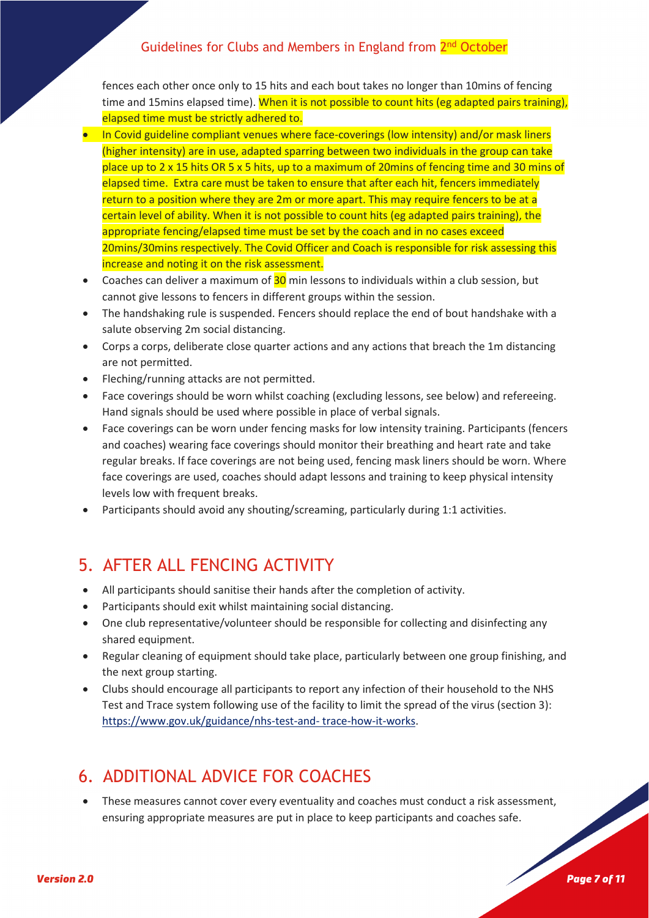fences each other once only to 15 hits and each bout takes no longer than 10mins of fencing time and 15mins elapsed time). When it is not possible to count hits (eg adapted pairs training), elapsed time must be strictly adhered to.

- In Covid guideline compliant venues where face-coverings (low intensity) and/or mask liners (higher intensity) are in use, adapted sparring between two individuals in the group can take place up to 2 x 15 hits OR 5 x 5 hits, up to a maximum of 20mins of fencing time and 30 mins of elapsed time. Extra care must be taken to ensure that after each hit, fencers immediately return to a position where they are 2m or more apart. This may require fencers to be at a certain level of ability. When it is not possible to count hits (eg adapted pairs training), the appropriate fencing/elapsed time must be set by the coach and in no cases exceed 20mins/30mins respectively. The Covid Officer and Coach is responsible for risk assessing this increase and noting it on the risk assessment.
- Coaches can deliver a maximum of 30 min lessons to individuals within a club session, but cannot give lessons to fencers in different groups within the session.
- The handshaking rule is suspended. Fencers should replace the end of bout handshake with a salute observing 2m social distancing.
- Corps a corps, deliberate close quarter actions and any actions that breach the 1m distancing are not permitted.
- Fleching/running attacks are not permitted.
- Face coverings should be worn whilst coaching (excluding lessons, see below) and refereeing. Hand signals should be used where possible in place of verbal signals.
- Face coverings can be worn under fencing masks for low intensity training. Participants (fencers and coaches) wearing face coverings should monitor their breathing and heart rate and take regular breaks. If face coverings are not being used, fencing mask liners should be worn. Where face coverings are used, coaches should adapt lessons and training to keep physical intensity levels low with frequent breaks.
- Participants should avoid any shouting/screaming, particularly during 1:1 activities.

## 5. AFTER ALL FENCING ACTIVITY

- All participants should sanitise their hands after the completion of activity.
- Participants should exit whilst maintaining social distancing.
- One club representative/volunteer should be responsible for collecting and disinfecting any shared equipment.
- Regular cleaning of equipment should take place, particularly between one group finishing, and the next group starting.
- Clubs should encourage all participants to report any infection of their household to the NHS Test and Trace system following use of the facility to limit the spread of the virus (section 3): https://www.gov.uk/guidance/nhs-test-and- trace-how-it-works.

## 6. ADDITIONAL ADVICE FOR COACHES

- These measures cannot cover every eventuality and coaches must conduct a risk assessment, ensuring appropriate measures are put in place to keep participants and coaches safe.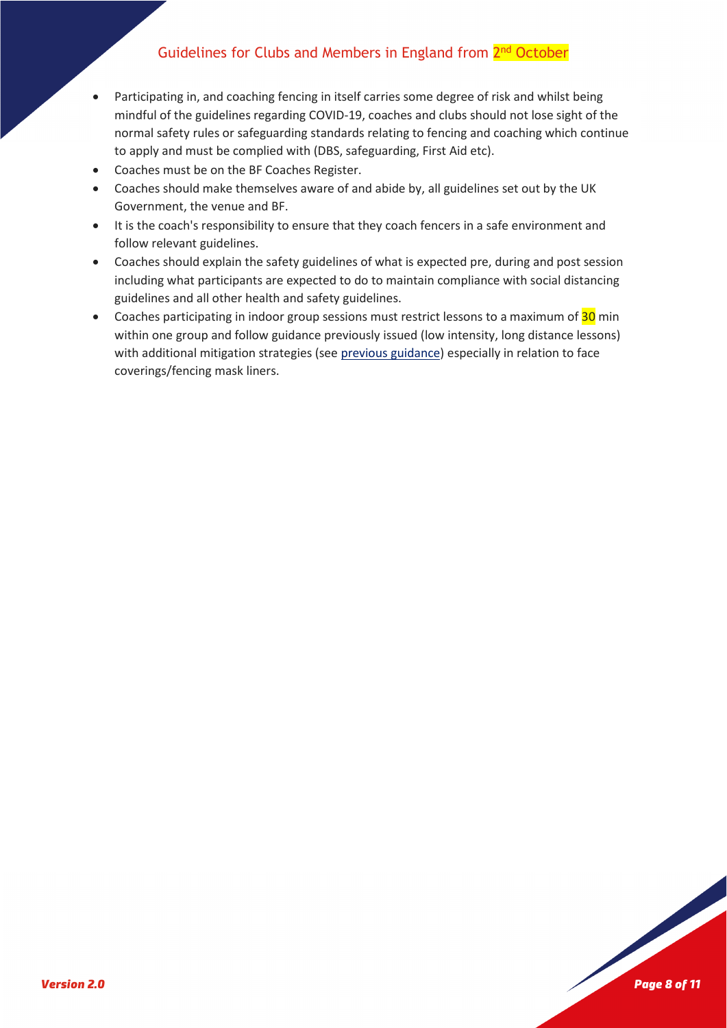- Participating in, and coaching fencing in itself carries some degree of risk and whilst being mindful of the guidelines regarding COVID-19, coaches and clubs should not lose sight of the normal safety rules or safeguarding standards relating to fencing and coaching which continue to apply and must be complied with (DBS, safeguarding, First Aid etc).
- Coaches must be on the BF Coaches Register.
- Coaches should make themselves aware of and abide by, all guidelines set out by the UK Government, the venue and BF.
- It is the coach's responsibility to ensure that they coach fencers in a safe environment and follow relevant guidelines.
- Coaches should explain the safety guidelines of what is expected pre, during and post session including what participants are expected to do to maintain compliance with social distancing guidelines and all other health and safety guidelines.
- Coaches participating in indoor group sessions must restrict lessons to a maximum of 30 min within one group and follow guidance previously issued (low intensity, long distance lessons) with additional mitigation strategies (see previous guidance) especially in relation to face coverings/fencing mask liners.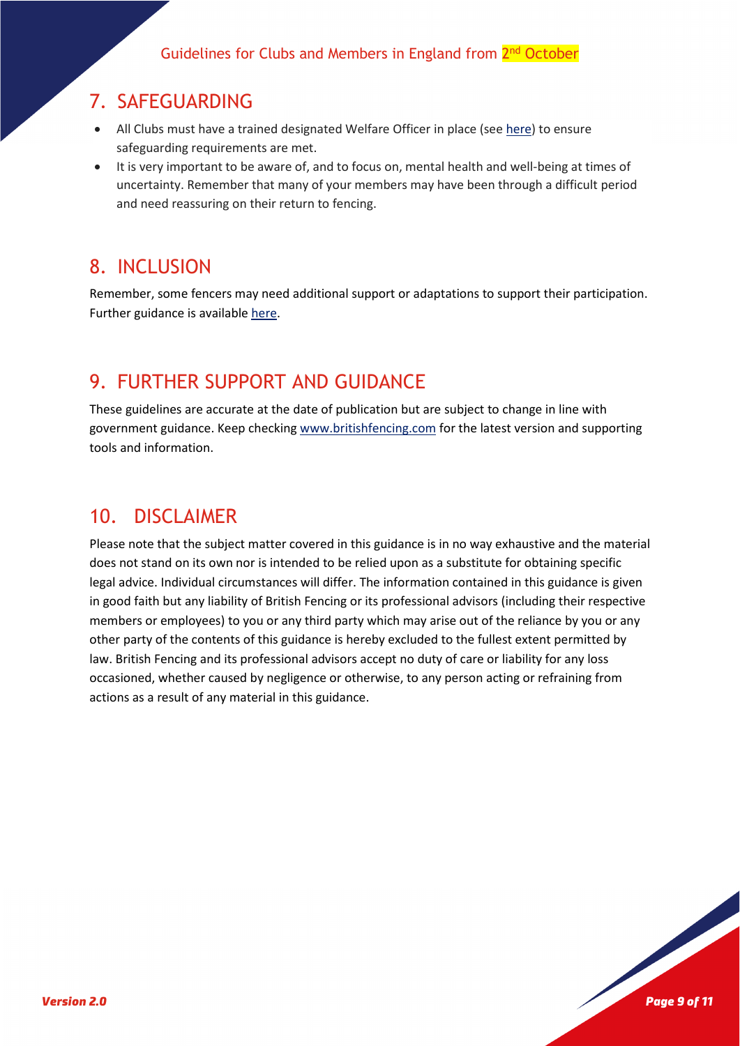## 7. SAFEGUARDING

- All Clubs must have a trained designated Welfare Officer in place (see here) to ensure safeguarding requirements are met.
- It is very important to be aware of, and to focus on, mental health and well-being at times of uncertainty. Remember that many of your members may have been through a difficult period and need reassuring on their return to fencing.

## 8. INCLUSION

Remember, some fencers may need additional support or adaptations to support their participation. Further guidance is available here.

## 9. FURTHER SUPPORT AND GUIDANCE

These guidelines are accurate at the date of publication but are subject to change in line with government guidance. Keep checking www.britishfencing.com for the latest version and supporting tools and information.

## 10. DISCLAIMER

Please note that the subject matter covered in this guidance is in no way exhaustive and the material does not stand on its own nor is intended to be relied upon as a substitute for obtaining specific legal advice. Individual circumstances will differ. The information contained in this guidance is given in good faith but any liability of British Fencing or its professional advisors (including their respective members or employees) to you or any third party which may arise out of the reliance by you or any other party of the contents of this guidance is hereby excluded to the fullest extent permitted by law. British Fencing and its professional advisors accept no duty of care or liability for any loss occasioned, whether caused by negligence or otherwise, to any person acting or refraining from actions as a result of any material in this guidance.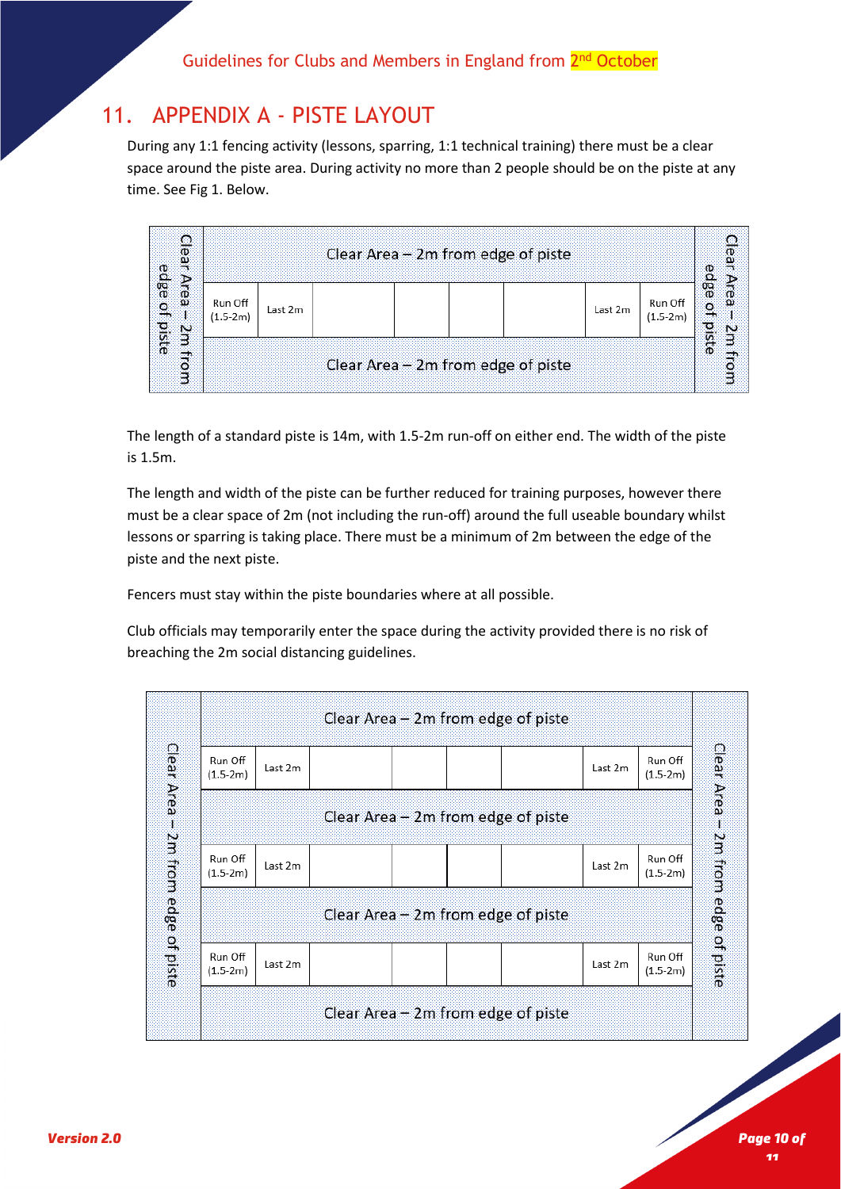## 11. APPENDIX A - PISTE LAYOUT

During any 1:1 fencing activity (lessons, sparring, 1:1 technical training) there must be a clear space around the piste area. During activity no more than 2 people should be on the piste at any time. See Fig 1. Below.

| Clear Area – 2m from edge of piste | | | | | | | | | Clear Area – 2m from edge of piste |
|---|---|---|---|---|---|---|---|---|---|
| | Clear Area – 2m from edge of piste | | | | | | | | |
| | Run Off (1.5-2m) | Last 2m | | | | Last 2m | Run Off (1.5-2m) | | |
| | Clear Area – 2m from edge of piste | | | | | | | | |

The length of a standard piste is 14m, with 1.5-2m run-off on either end. The width of the piste is 1.5m.

The length and width of the piste can be further reduced for training purposes, however there must be a clear space of 2m (not including the run-off) around the full useable boundary whilst lessons or sparring is taking place. There must be a minimum of 2m between the edge of the piste and the next piste.

Fencers must stay within the piste boundaries where at all possible.

Club officials may temporarily enter the space during the activity provided there is no risk of breaching the 2m social distancing guidelines.

| Clear Area – 2m from edge of piste | | | | | | | | Clear Area – 2m from edge of piste |
|---|---|---|---|---|---|---|---|---|
| | Clear Area – 2m from edge of piste | | | | | | | |
| | Run Off (1.5-2m) | Last 2m | | | | Last 2m | Run Off (1.5-2m) | |
| | Clear Area – 2m from edge of piste | | | | | | | |
| | Run Off (1.5-2m) | Last 2m | | | | Last 2m | Run Off (1.5-2m) | |
| | Clear Area – 2m from edge of piste | | | | | | | |
| | Run Off (1.5-2m) | Last 2m | | | | Last 2m | Run Off (1.5-2m) | |
| | Clear Area – 2m from edge of piste | | | | | | | |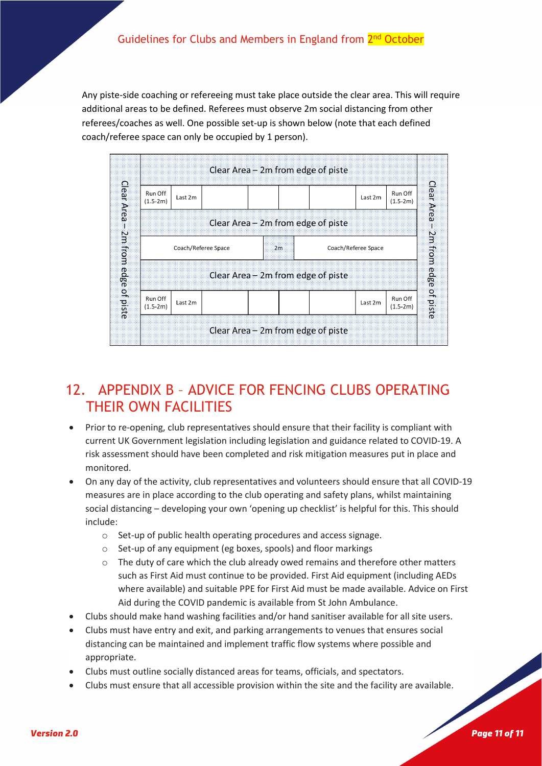Any piste-side coaching or refereeing must take place outside the clear area. This will require additional areas to be defined. Referees must observe 2m social distancing from other referees/coaches as well. One possible set-up is shown below (note that each defined coach/referee space can only be occupied by 1 person).

Clear Area – 2m from edge of piste

Run Off (1.5-2m)
Last 2m
Last 2m
Run Off (1.5-2m)

Clear Area – 2m from edge of piste

Coach/Referee Space
2m
Coach/Referee Space

Clear Area – 2m from edge of piste

Run Off (1.5-2m)
Last 2m
Last 2m
Run Off (1.5-2m)

Clear Area – 2m from edge of piste

Clear Area – 2m from edge of piste

Clear Area – 2m from edge of piste

## 12. APPENDIX B – ADVICE FOR FENCING CLUBS OPERATING THEIR OWN FACILITIES

- Prior to re-opening, club representatives should ensure that their facility is compliant with current UK Government legislation including legislation and guidance related to COVID-19. A risk assessment should have been completed and risk mitigation measures put in place and monitored.
- On any day of the activity, club representatives and volunteers should ensure that all COVID-19 measures are in place according to the club operating and safety plans, whilst maintaining social distancing – developing your own 'opening up checklist' is helpful for this. This should include:
  - Set-up of public health operating procedures and access signage.
  - Set-up of any equipment (eg boxes, spools) and floor markings
  - The duty of care which the club already owed remains and therefore other matters such as First Aid must continue to be provided. First Aid equipment (including AEDs where available) and suitable PPE for First Aid must be made available. Advice on First Aid during the COVID pandemic is available from St John Ambulance.
- Clubs should make hand washing facilities and/or hand sanitiser available for all site users.
- Clubs must have entry and exit, and parking arrangements to venues that ensures social distancing can be maintained and implement traffic flow systems where possible and appropriate.
- Clubs must outline socially distanced areas for teams, officials, and spectators.
- Clubs must ensure that all accessible provision within the site and the facility are available.